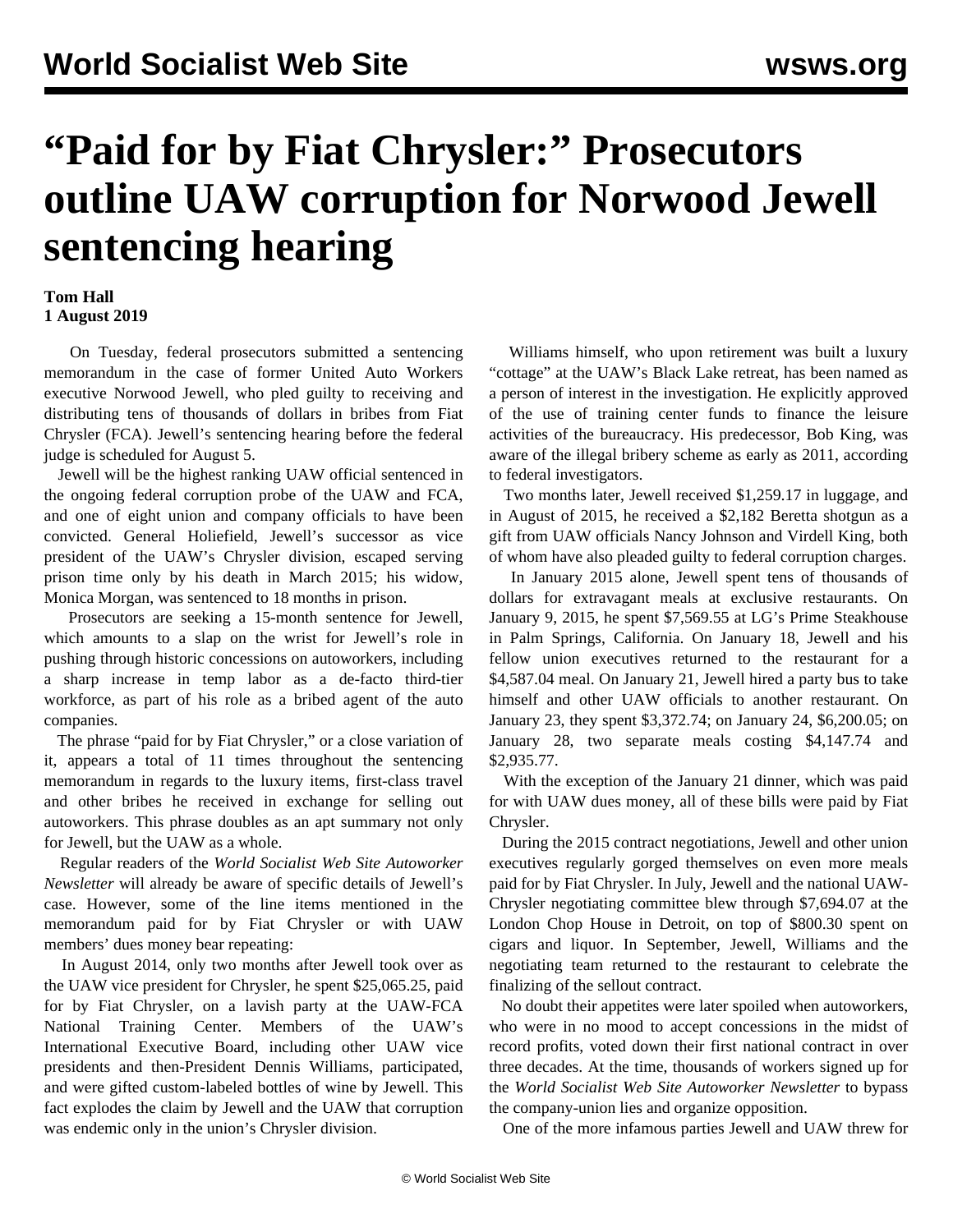# "Paid for by Fiat Chrysler:" Prosecutors outline UAW corruption for Norwood Jewell sentencing hearing

**Tom Hall**
**1 August 2019**

On Tuesday, federal prosecutors submitted a sentencing memorandum in the case of former United Auto Workers executive Norwood Jewell, who pled guilty to receiving and distributing tens of thousands of dollars in bribes from Fiat Chrysler (FCA). Jewell's sentencing hearing before the federal judge is scheduled for August 5.

Jewell will be the highest ranking UAW official sentenced in the ongoing federal corruption probe of the UAW and FCA, and one of eight union and company officials to have been convicted. General Holiefield, Jewell's successor as vice president of the UAW's Chrysler division, escaped serving prison time only by his death in March 2015; his widow, Monica Morgan, was sentenced to 18 months in prison.

Prosecutors are seeking a 15-month sentence for Jewell, which amounts to a slap on the wrist for Jewell's role in pushing through historic concessions on autoworkers, including a sharp increase in temp labor as a de-facto third-tier workforce, as part of his role as a bribed agent of the auto companies.

The phrase "paid for by Fiat Chrysler," or a close variation of it, appears a total of 11 times throughout the sentencing memorandum in regards to the luxury items, first-class travel and other bribes he received in exchange for selling out autoworkers. This phrase doubles as an apt summary not only for Jewell, but the UAW as a whole.

Regular readers of the *World Socialist Web Site Autoworker Newsletter* will already be aware of specific details of Jewell's case. However, some of the line items mentioned in the memorandum paid for by Fiat Chrysler or with UAW members' dues money bear repeating:

In August 2014, only two months after Jewell took over as the UAW vice president for Chrysler, he spent $25,065.25, paid for by Fiat Chrysler, on a lavish party at the UAW-FCA National Training Center. Members of the UAW's International Executive Board, including other UAW vice presidents and then-President Dennis Williams, participated, and were gifted custom-labeled bottles of wine by Jewell. This fact explodes the claim by Jewell and the UAW that corruption was endemic only in the union's Chrysler division.

Williams himself, who upon retirement was built a luxury "cottage" at the UAW's Black Lake retreat, has been named as a person of interest in the investigation. He explicitly approved of the use of training center funds to finance the leisure activities of the bureaucracy. His predecessor, Bob King, was aware of the illegal bribery scheme as early as 2011, according to federal investigators.

Two months later, Jewell received $1,259.17 in luggage, and in August of 2015, he received a $2,182 Beretta shotgun as a gift from UAW officials Nancy Johnson and Virdell King, both of whom have also pleaded guilty to federal corruption charges.

In January 2015 alone, Jewell spent tens of thousands of dollars for extravagant meals at exclusive restaurants. On January 9, 2015, he spent $7,569.55 at LG's Prime Steakhouse in Palm Springs, California. On January 18, Jewell and his fellow union executives returned to the restaurant for a $4,587.04 meal. On January 21, Jewell hired a party bus to take himself and other UAW officials to another restaurant. On January 23, they spent $3,372.74; on January 24, $6,200.05; on January 28, two separate meals costing $4,147.74 and $2,935.77.

With the exception of the January 21 dinner, which was paid for with UAW dues money, all of these bills were paid by Fiat Chrysler.

During the 2015 contract negotiations, Jewell and other union executives regularly gorged themselves on even more meals paid for by Fiat Chrysler. In July, Jewell and the national UAW-Chrysler negotiating committee blew through $7,694.07 at the London Chop House in Detroit, on top of $800.30 spent on cigars and liquor. In September, Jewell, Williams and the negotiating team returned to the restaurant to celebrate the finalizing of the sellout contract.

No doubt their appetites were later spoiled when autoworkers, who were in no mood to accept concessions in the midst of record profits, voted down their first national contract in over three decades. At the time, thousands of workers signed up for the *World Socialist Web Site Autoworker Newsletter* to bypass the company-union lies and organize opposition.

One of the more infamous parties Jewell and UAW threw for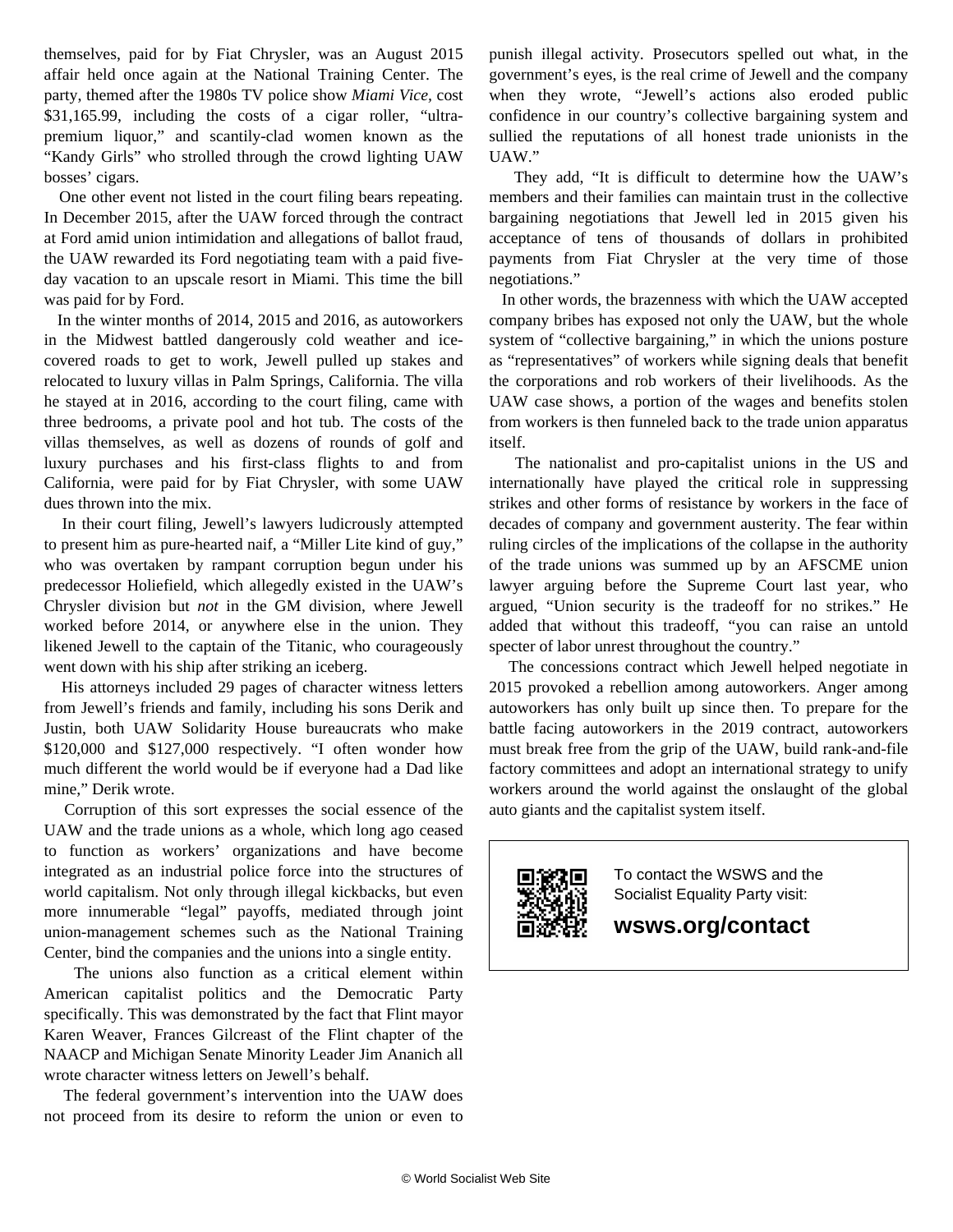themselves, paid for by Fiat Chrysler, was an August 2015 affair held once again at the National Training Center. The party, themed after the 1980s TV police show *Miami Vice*, cost $31,165.99, including the costs of a cigar roller, “ultra-premium liquor,” and scantily-clad women known as the “Kandy Girls” who strolled through the crowd lighting UAW bosses’ cigars.

One other event not listed in the court filing bears repeating. In December 2015, after the UAW forced through the contract at Ford amid union intimidation and allegations of ballot fraud, the UAW rewarded its Ford negotiating team with a paid five-day vacation to an upscale resort in Miami. This time the bill was paid for by Ford.

In the winter months of 2014, 2015 and 2016, as autoworkers in the Midwest battled dangerously cold weather and ice-covered roads to get to work, Jewell pulled up stakes and relocated to luxury villas in Palm Springs, California. The villa he stayed at in 2016, according to the court filing, came with three bedrooms, a private pool and hot tub. The costs of the villas themselves, as well as dozens of rounds of golf and luxury purchases and his first-class flights to and from California, were paid for by Fiat Chrysler, with some UAW dues thrown into the mix.

In their court filing, Jewell’s lawyers ludicrously attempted to present him as pure-hearted naif, a “Miller Lite kind of guy,” who was overtaken by rampant corruption begun under his predecessor Holiefield, which allegedly existed in the UAW’s Chrysler division but *not* in the GM division, where Jewell worked before 2014, or anywhere else in the union. They likened Jewell to the captain of the Titanic, who courageously went down with his ship after striking an iceberg.

His attorneys included 29 pages of character witness letters from Jewell’s friends and family, including his sons Derik and Justin, both UAW Solidarity House bureaucrats who make $120,000 and $127,000 respectively. “I often wonder how much different the world would be if everyone had a Dad like mine,” Derik wrote.

Corruption of this sort expresses the social essence of the UAW and the trade unions as a whole, which long ago ceased to function as workers’ organizations and have become integrated as an industrial police force into the structures of world capitalism. Not only through illegal kickbacks, but even more innumerable “legal” payoffs, mediated through joint union-management schemes such as the National Training Center, bind the companies and the unions into a single entity.

The unions also function as a critical element within American capitalist politics and the Democratic Party specifically. This was demonstrated by the fact that Flint mayor Karen Weaver, Frances Gilcreast of the Flint chapter of the NAACP and Michigan Senate Minority Leader Jim Ananich all wrote character witness letters on Jewell’s behalf.

The federal government’s intervention into the UAW does not proceed from its desire to reform the union or even to punish illegal activity. Prosecutors spelled out what, in the government’s eyes, is the real crime of Jewell and the company when they wrote, “Jewell’s actions also eroded public confidence in our country’s collective bargaining system and sullied the reputations of all honest trade unionists in the UAW.”

They add, “It is difficult to determine how the UAW’s members and their families can maintain trust in the collective bargaining negotiations that Jewell led in 2015 given his acceptance of tens of thousands of dollars in prohibited payments from Fiat Chrysler at the very time of those negotiations.”

In other words, the brazenness with which the UAW accepted company bribes has exposed not only the UAW, but the whole system of “collective bargaining,” in which the unions posture as “representatives” of workers while signing deals that benefit the corporations and rob workers of their livelihoods. As the UAW case shows, a portion of the wages and benefits stolen from workers is then funneled back to the trade union apparatus itself.

The nationalist and pro-capitalist unions in the US and internationally have played the critical role in suppressing strikes and other forms of resistance by workers in the face of decades of company and government austerity. The fear within ruling circles of the implications of the collapse in the authority of the trade unions was summed up by an AFSCME union lawyer arguing before the Supreme Court last year, who argued, “Union security is the tradeoff for no strikes.” He added that without this tradeoff, “you can raise an untold specter of labor unrest throughout the country.”

The concessions contract which Jewell helped negotiate in 2015 provoked a rebellion among autoworkers. Anger among autoworkers has only built up since then. To prepare for the battle facing autoworkers in the 2019 contract, autoworkers must break free from the grip of the UAW, build rank-and-file factory committees and adopt an international strategy to unify workers around the world against the onslaught of the global auto giants and the capitalist system itself.

To contact the WSWS and the Socialist Equality Party visit:

**wsws.org/contact**